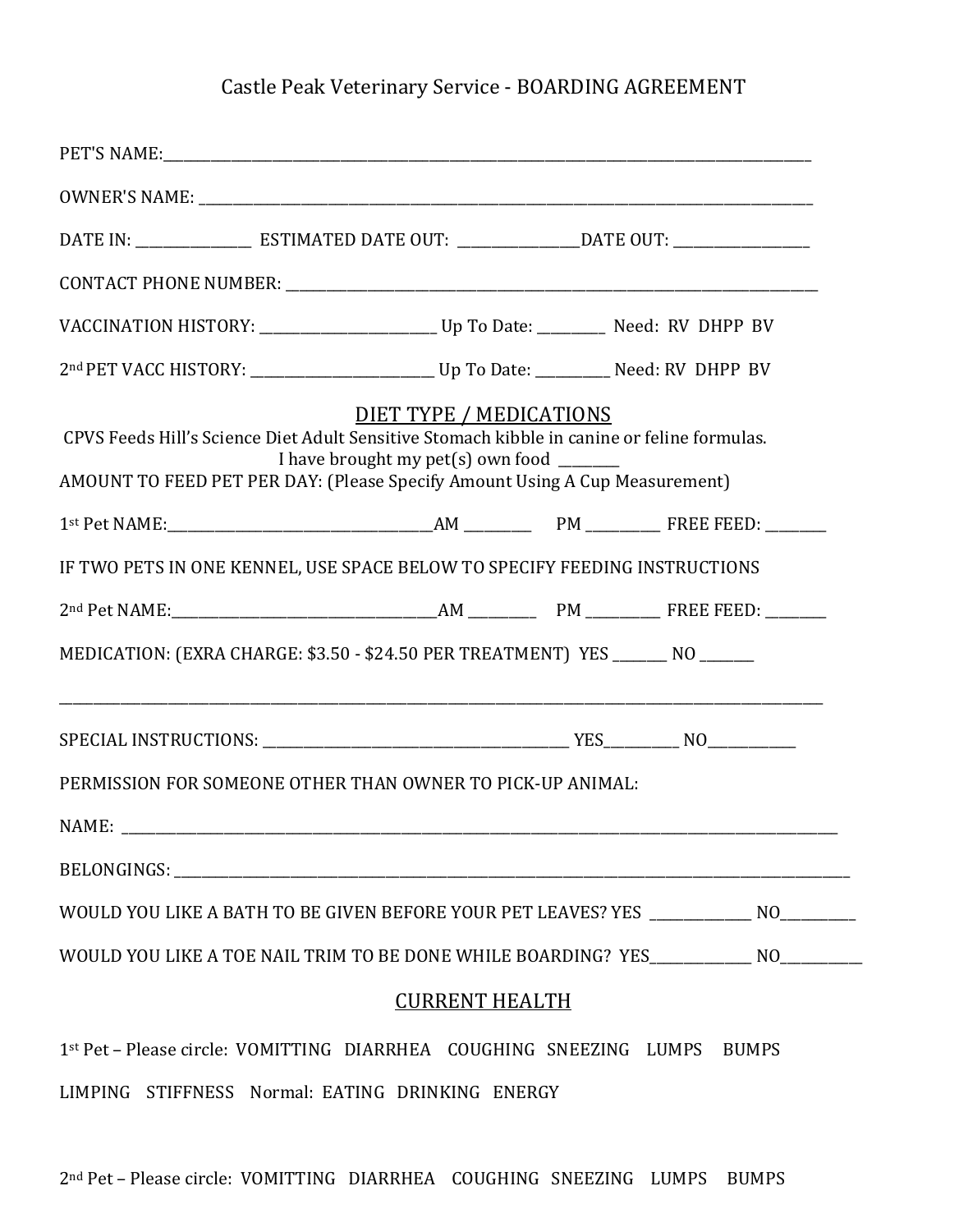# Castle Peak Veterinary Service - BOARDING AGREEMENT

PET'S NAME:______________________________________________________________________________

OWNER'S NAME: ____________________________________________________________________________

DATE IN: _______________ ESTIMATED DATE OUT: ________________DATE OUT: __________________

CONTACT PHONE NUMBER: ____________________________________________________________________

VACCINATION HISTORY: _________________________ Up To Date: _________ Need: RV DHPP BV

2nd PET VACC HISTORY: __________________________ Up To Date: __________ Need: RV DHPP BV

## DIET TYPE / MEDICATIONS

CPVS Feeds Hill's Science Diet Adult Sensitive Stomach kibble in canine or feline formulas.

I have brought my pet(s) own food ________

AMOUNT TO FEED PET PER DAY: (Please Specify Amount Using A Cup Measurement)

1st Pet NAME:_____________________________________AM _________ PM __________ FREE FEED: ________

IF TWO PETS IN ONE KENNEL, USE SPACE BELOW TO SPECIFY FEEDING INSTRUCTIONS

2nd Pet NAME:_____________________________________AM _________ PM __________ FREE FEED: ________

MEDICATION: (EXRA CHARGE: $3.50 - $24.50 PER TREATMENT) YES _______ NO _______

__________________________________________________________________________________________

SPECIAL INSTRUCTIONS: ___________________________________________ YES__________ NO____________

PERMISSION FOR SOMEONE OTHER THAN OWNER TO PICK-UP ANIMAL:

NAME: ____________________________________________________________________________________

BELONGINGS: ______________________________________________________________________________

WOULD YOU LIKE A BATH TO BE GIVEN BEFORE YOUR PET LEAVES? YES ______________ NO__________

WOULD YOU LIKE A TOE NAIL TRIM TO BE DONE WHILE BOARDING? YES______________ NO___________

## CURRENT HEALTH

1st Pet – Please circle: VOMITTING DIARRHEA COUGHING SNEEZING LUMPS BUMPS

LIMPING STIFFNESS Normal: EATING DRINKING ENERGY

2nd Pet – Please circle: VOMITTING DIARRHEA COUGHING SNEEZING LUMPS BUMPS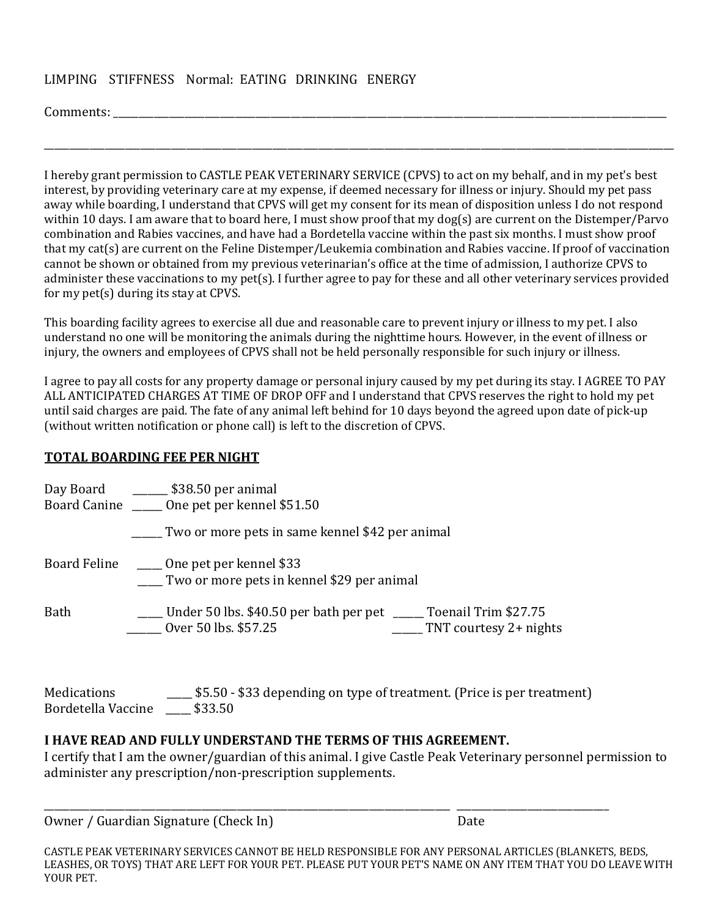LIMPING STIFFNESS Normal: EATING DRINKING ENERGY

Comments: ____________________________________________________________________________________________

____________________________________________________________________________________________

I hereby grant permission to CASTLE PEAK VETERINARY SERVICE (CPVS) to act on my behalf, and in my pet's best interest, by providing veterinary care at my expense, if deemed necessary for illness or injury. Should my pet pass away while boarding, I understand that CPVS will get my consent for its mean of disposition unless I do not respond within 10 days. I am aware that to board here, I must show proof that my dog(s) are current on the Distemper/Parvo combination and Rabies vaccines, and have had a Bordetella vaccine within the past six months. I must show proof that my cat(s) are current on the Feline Distemper/Leukemia combination and Rabies vaccine. If proof of vaccination cannot be shown or obtained from my previous veterinarian's office at the time of admission, I authorize CPVS to administer these vaccinations to my pet(s). I further agree to pay for these and all other veterinary services provided for my pet(s) during its stay at CPVS.

This boarding facility agrees to exercise all due and reasonable care to prevent injury or illness to my pet. I also understand no one will be monitoring the animals during the nighttime hours. However, in the event of illness or injury, the owners and employees of CPVS shall not be held personally responsible for such injury or illness.

I agree to pay all costs for any property damage or personal injury caused by my pet during its stay. I AGREE TO PAY ALL ANTICIPATED CHARGES AT TIME OF DROP OFF and I understand that CPVS reserves the right to hold my pet until said charges are paid. The fate of any animal left behind for 10 days beyond the agreed upon date of pick-up (without written notification or phone call) is left to the discretion of CPVS.

**TOTAL BOARDING FEE PER NIGHT**

Day Board _______ $38.50 per animal
Board Canine ______ One pet per kennel $51.50

______ Two or more pets in same kennel $42 per animal

Board Feline ____ One pet per kennel $33
____ Two or more pets in kennel $29 per animal

Bath ____ Under 50 lbs. $40.50 per bath per pet ______ Toenail Trim $27.75
_______ Over 50 lbs. $57.25 ______ TNT courtesy 2+ nights

Medications _____ $5.50 - $33 depending on type of treatment. (Price is per treatment)
Bordetella Vaccine _____ $33.50

**I HAVE READ AND FULLY UNDERSTAND THE TERMS OF THIS AGREEMENT.**
I certify that I am the owner/guardian of this animal. I give Castle Peak Veterinary personnel permission to administer any prescription/non-prescription supplements.

______________________________________________ ____________________
Owner / Guardian Signature (Check In) Date

CASTLE PEAK VETERINARY SERVICES CANNOT BE HELD RESPONSIBLE FOR ANY PERSONAL ARTICLES (BLANKETS, BEDS, LEASHES, OR TOYS) THAT ARE LEFT FOR YOUR PET. PLEASE PUT YOUR PET'S NAME ON ANY ITEM THAT YOU DO LEAVE WITH YOUR PET.